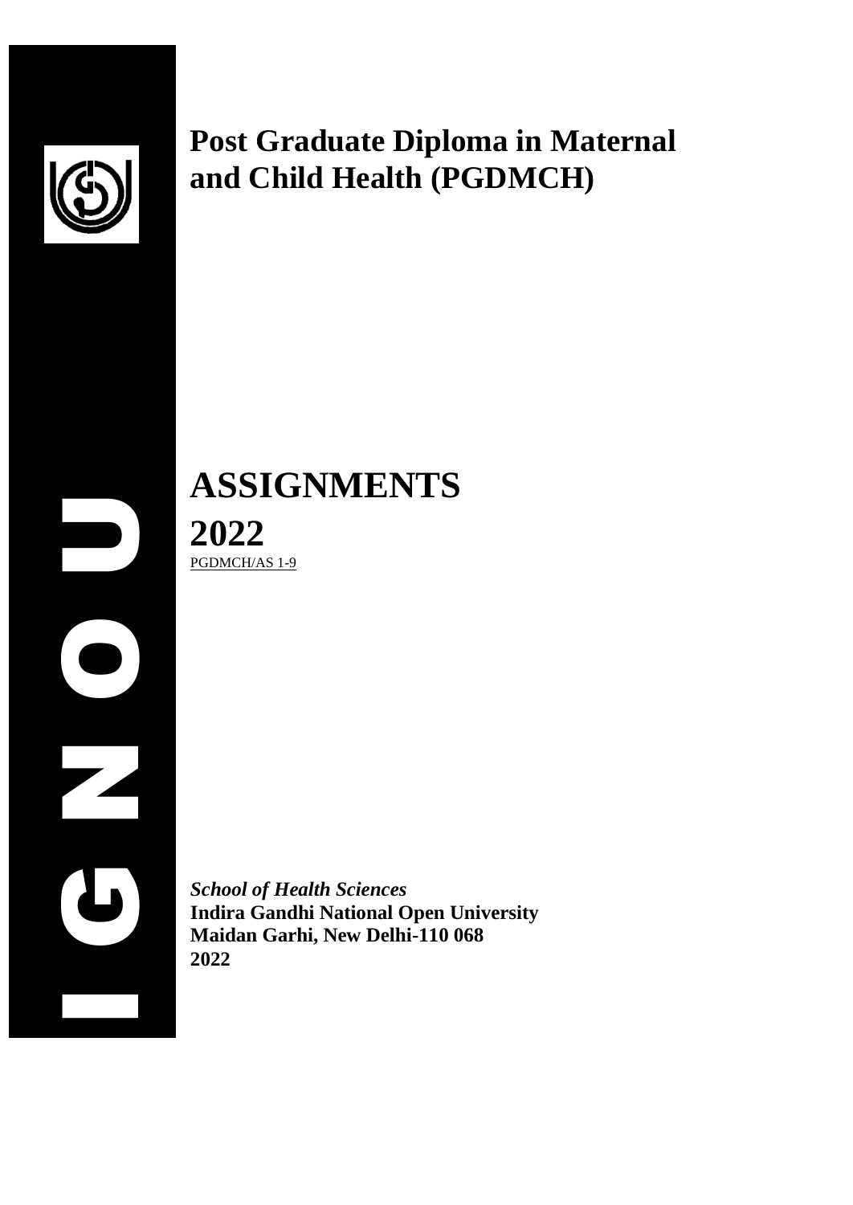# Post Graduate Diploma in Maternal and Child Health (PGDMCH)

# ASSIGNMENTS

## 2022

PGDMCH/AS 1-9

***School of Health Sciences***
**Indira Gandhi National Open University**
**Maidan Garhi, New Delhi-110 068**
**2022**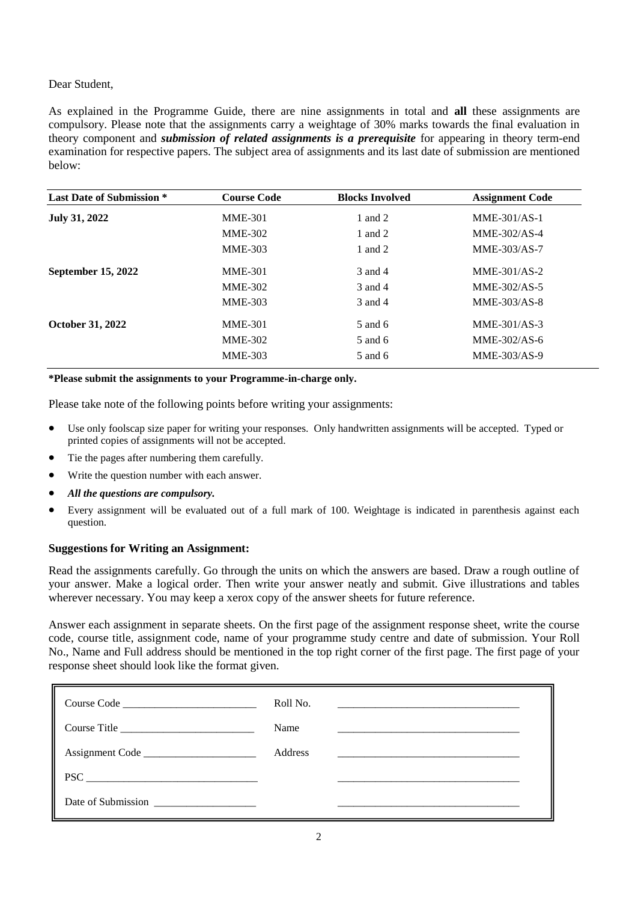Dear Student,

As explained in the Programme Guide, there are nine assignments in total and **all** these assignments are compulsory. Please note that the assignments carry a weightage of 30% marks towards the final evaluation in theory component and ***submission of related assignments is a prerequisite*** for appearing in theory term-end examination for respective papers. The subject area of assignments and its last date of submission are mentioned below:

| Last Date of Submission * | Course Code | Blocks Involved | Assignment Code |
|---|---|---|---|
| **July 31, 2022** | MME-301 | 1 and 2 | MME-301/AS-1 |
| | MME-302 | 1 and 2 | MME-302/AS-4 |
| | MME-303 | 1 and 2 | MME-303/AS-7 |
| **September 15, 2022** | MME-301 | 3 and 4 | MME-301/AS-2 |
| | MME-302 | 3 and 4 | MME-302/AS-5 |
| | MME-303 | 3 and 4 | MME-303/AS-8 |
| **October 31, 2022** | MME-301 | 5 and 6 | MME-301/AS-3 |
| | MME-302 | 5 and 6 | MME-302/AS-6 |
| | MME-303 | 5 and 6 | MME-303/AS-9 |

**\*Please submit the assignments to your Programme-in-charge only.**

Please take note of the following points before writing your assignments:

- Use only foolscap size paper for writing your responses. Only handwritten assignments will be accepted. Typed or printed copies of assignments will not be accepted.
- Tie the pages after numbering them carefully.
- Write the question number with each answer.
- ***All the questions are compulsory.***
- Every assignment will be evaluated out of a full mark of 100. Weightage is indicated in parenthesis against each question.

### Suggestions for Writing an Assignment:

Read the assignments carefully. Go through the units on which the answers are based. Draw a rough outline of your answer. Make a logical order. Then write your answer neatly and submit. Give illustrations and tables wherever necessary. You may keep a xerox copy of the answer sheets for future reference.

Answer each assignment in separate sheets. On the first page of the assignment response sheet, write the course code, course title, assignment code, name of your programme study centre and date of submission. Your Roll No., Name and Full address should be mentioned in the top right corner of the first page. The first page of your response sheet should look like the format given.

| | | |
|---|---|---|
| Course Code ______________________ | Roll No. | ______________________________ |
| Course Title ______________________ | Name | ______________________________ |
| Assignment Code __________________ | Address | ______________________________ |
| PSC ____________________________ | | ______________________________ |
| Date of Submission ________________ | | ______________________________ |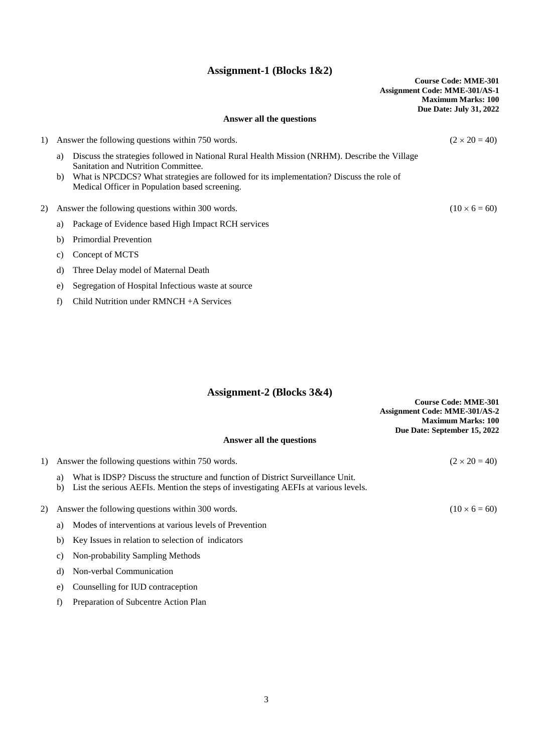## Assignment-1 (Blocks 1&2)

**Course Code: MME-301**
**Assignment Code: MME-301/AS-1**
**Maximum Marks: 100**
**Due Date: July 31, 2022**

**Answer all the questions**

1) Answer the following questions within 750 words. $(2 \times 20 = 40)$

   a) Discuss the strategies followed in National Rural Health Mission (NRHM). Describe the Village Sanitation and Nutrition Committee.

   b) What is NPCDCS? What strategies are followed for its implementation? Discuss the role of Medical Officer in Population based screening.

2) Answer the following questions within 300 words. $(10 \times 6 = 60)$

   a) Package of Evidence based High Impact RCH services

   b) Primordial Prevention

   c) Concept of MCTS

   d) Three Delay model of Maternal Death

   e) Segregation of Hospital Infectious waste at source

   f) Child Nutrition under RMNCH +A Services

## Assignment-2 (Blocks 3&4)

**Course Code: MME-301**
**Assignment Code: MME-301/AS-2**
**Maximum Marks: 100**
**Due Date: September 15, 2022**

**Answer all the questions**

1) Answer the following questions within 750 words. $(2 \times 20 = 40)$

   a) What is IDSP? Discuss the structure and function of District Surveillance Unit.

   b) List the serious AEFIs. Mention the steps of investigating AEFIs at various levels.

2) Answer the following questions within 300 words. $(10 \times 6 = 60)$

   a) Modes of interventions at various levels of Prevention

   b) Key Issues in relation to selection of indicators

   c) Non-probability Sampling Methods

   d) Non-verbal Communication

   e) Counselling for IUD contraception

   f) Preparation of Subcentre Action Plan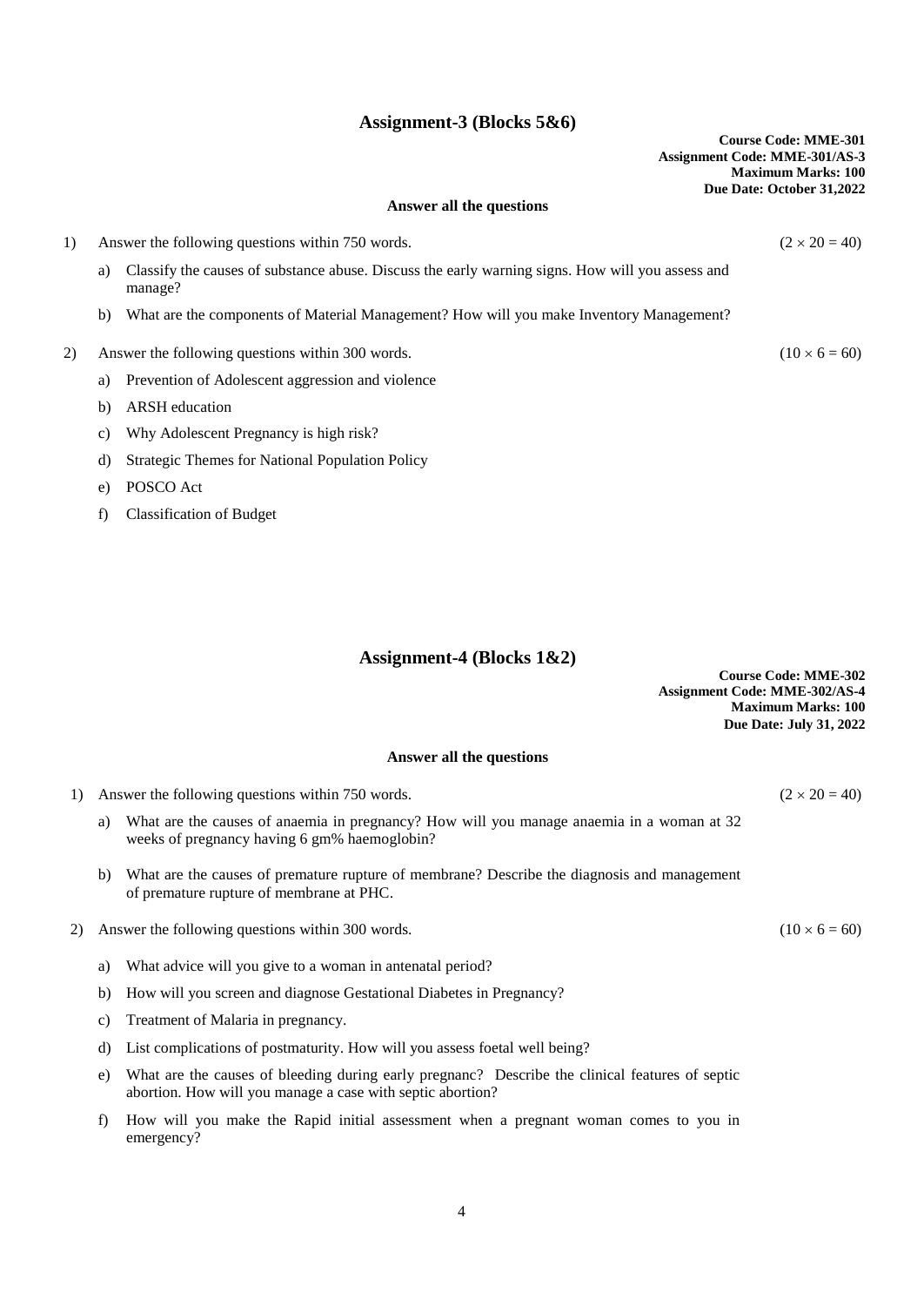## Assignment-3 (Blocks 5&6)

**Course Code: MME-301**
**Assignment Code: MME-301/AS-3**
**Maximum Marks: 100**
**Due Date: October 31,2022**

**Answer all the questions**

1) Answer the following questions within 750 words. $(2 \times 20 = 40)$

   a) Classify the causes of substance abuse. Discuss the early warning signs. How will you assess and manage?

   b) What are the components of Material Management? How will you make Inventory Management?

2) Answer the following questions within 300 words. $(10 \times 6 = 60)$

   a) Prevention of Adolescent aggression and violence

   b) ARSH education

   c) Why Adolescent Pregnancy is high risk?

   d) Strategic Themes for National Population Policy

   e) POSCO Act

   f) Classification of Budget

## Assignment-4 (Blocks 1&2)

**Course Code: MME-302**
**Assignment Code: MME-302/AS-4**
**Maximum Marks: 100**
**Due Date: July 31, 2022**

**Answer all the questions**

1) Answer the following questions within 750 words. $(2 \times 20 = 40)$

   a) What are the causes of anaemia in pregnancy? How will you manage anaemia in a woman at 32 weeks of pregnancy having 6 gm% haemoglobin?

   b) What are the causes of premature rupture of membrane? Describe the diagnosis and management of premature rupture of membrane at PHC.

2) Answer the following questions within 300 words. $(10 \times 6 = 60)$

   a) What advice will you give to a woman in antenatal period?

   b) How will you screen and diagnose Gestational Diabetes in Pregnancy?

   c) Treatment of Malaria in pregnancy.

   d) List complications of postmaturity. How will you assess foetal well being?

   e) What are the causes of bleeding during early pregnanc? Describe the clinical features of septic abortion. How will you manage a case with septic abortion?

   f) How will you make the Rapid initial assessment when a pregnant woman comes to you in emergency?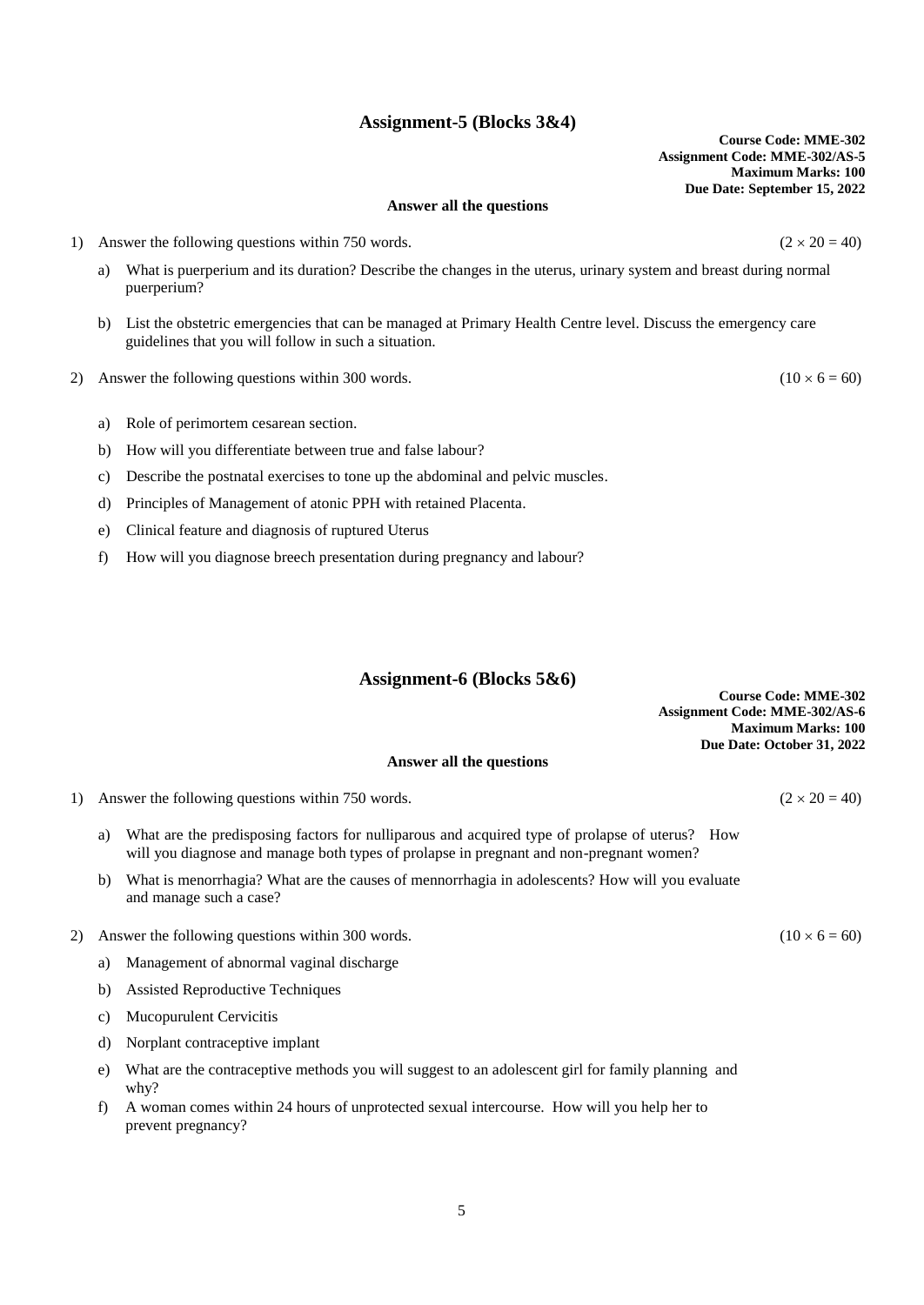## Assignment-5 (Blocks 3&4)

**Course Code: MME-302**
**Assignment Code: MME-302/AS-5**
**Maximum Marks: 100**
**Due Date: September 15, 2022**

**Answer all the questions**

1) Answer the following questions within 750 words. $(2 \times 20 = 40)$

   a) What is puerperium and its duration? Describe the changes in the uterus, urinary system and breast during normal puerperium?

   b) List the obstetric emergencies that can be managed at Primary Health Centre level. Discuss the emergency care guidelines that you will follow in such a situation.

2) Answer the following questions within 300 words. $(10 \times 6 = 60)$

   a) Role of perimortem cesarean section.

   b) How will you differentiate between true and false labour?

   c) Describe the postnatal exercises to tone up the abdominal and pelvic muscles.

   d) Principles of Management of atonic PPH with retained Placenta.

   e) Clinical feature and diagnosis of ruptured Uterus

   f) How will you diagnose breech presentation during pregnancy and labour?

## Assignment-6 (Blocks 5&6)

**Course Code: MME-302**
**Assignment Code: MME-302/AS-6**
**Maximum Marks: 100**
**Due Date: October 31, 2022**

**Answer all the questions**

1) Answer the following questions within 750 words. $(2 \times 20 = 40)$

   a) What are the predisposing factors for nulliparous and acquired type of prolapse of uterus? How will you diagnose and manage both types of prolapse in pregnant and non-pregnant women?

   b) What is menorrhagia? What are the causes of mennorrhagia in adolescents? How will you evaluate and manage such a case?

2) Answer the following questions within 300 words. $(10 \times 6 = 60)$

   a) Management of abnormal vaginal discharge

   b) Assisted Reproductive Techniques

   c) Mucopurulent Cervicitis

   d) Norplant contraceptive implant

   e) What are the contraceptive methods you will suggest to an adolescent girl for family planning and why?

   f) A woman comes within 24 hours of unprotected sexual intercourse. How will you help her to prevent pregnancy?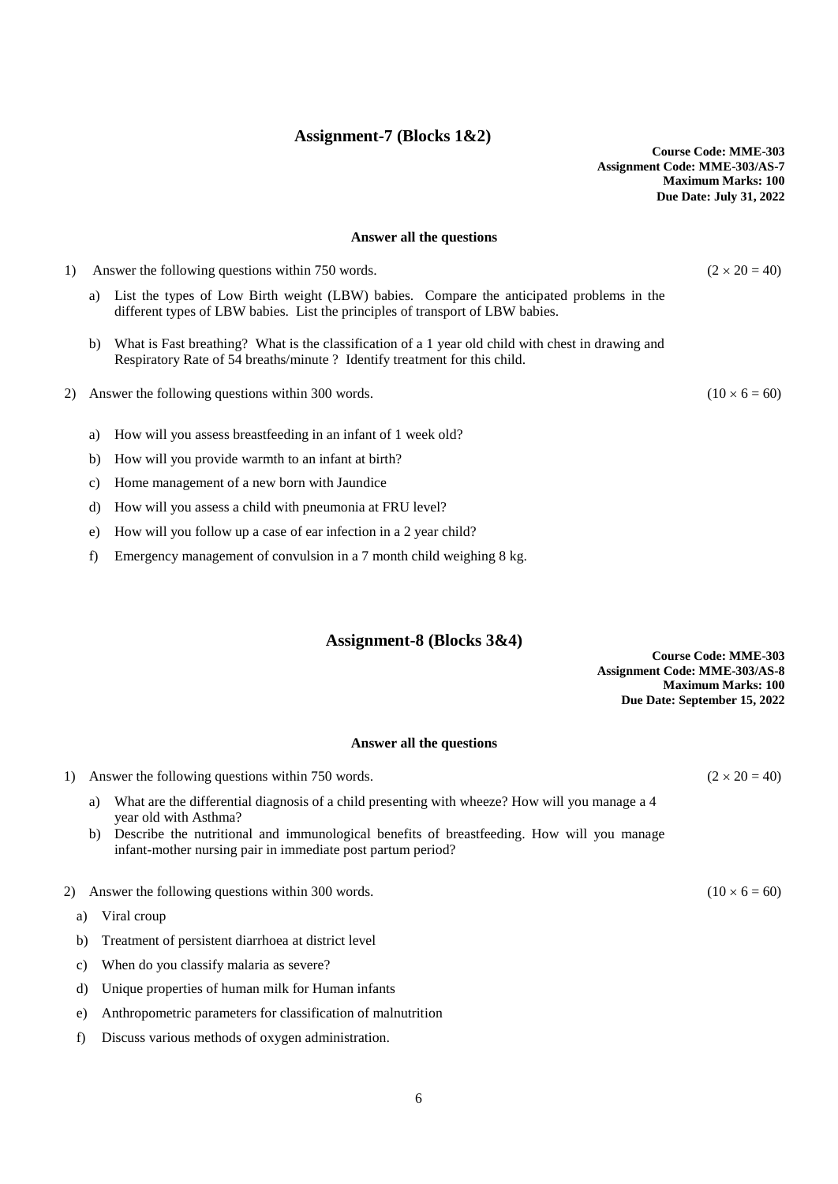## Assignment-7 (Blocks 1&2)

**Course Code: MME-303**
**Assignment Code: MME-303/AS-7**
**Maximum Marks: 100**
**Due Date: July 31, 2022**

**Answer all the questions**

1) Answer the following questions within 750 words. $(2 \times 20 = 40)$

   a) List the types of Low Birth weight (LBW) babies. Compare the anticipated problems in the different types of LBW babies. List the principles of transport of LBW babies.

   b) What is Fast breathing? What is the classification of a 1 year old child with chest in drawing and Respiratory Rate of 54 breaths/minute ? Identify treatment for this child.

2) Answer the following questions within 300 words. $(10 \times 6 = 60)$

   a) How will you assess breastfeeding in an infant of 1 week old?

   b) How will you provide warmth to an infant at birth?

   c) Home management of a new born with Jaundice

   d) How will you assess a child with pneumonia at FRU level?

   e) How will you follow up a case of ear infection in a 2 year child?

   f) Emergency management of convulsion in a 7 month child weighing 8 kg.

## Assignment-8 (Blocks 3&4)

**Course Code: MME-303**
**Assignment Code: MME-303/AS-8**
**Maximum Marks: 100**
**Due Date: September 15, 2022**

**Answer all the questions**

1) Answer the following questions within 750 words. $(2 \times 20 = 40)$

   a) What are the differential diagnosis of a child presenting with wheeze? How will you manage a 4 year old with Asthma?

   b) Describe the nutritional and immunological benefits of breastfeeding. How will you manage infant-mother nursing pair in immediate post partum period?

2) Answer the following questions within 300 words. $(10 \times 6 = 60)$

   a) Viral croup

   b) Treatment of persistent diarrhoea at district level

   c) When do you classify malaria as severe?

   d) Unique properties of human milk for Human infants

   e) Anthropometric parameters for classification of malnutrition

   f) Discuss various methods of oxygen administration.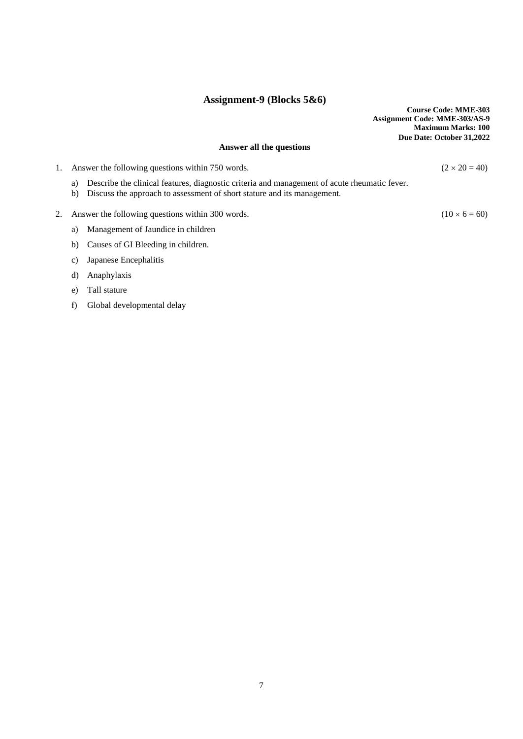# Assignment-9 (Blocks 5&6)

**Course Code: MME-303**
**Assignment Code: MME-303/AS-9**
**Maximum Marks: 100**
**Due Date: October 31,2022**

**Answer all the questions**

1. Answer the following questions within 750 words. $(2 \times 20 = 40)$

   a) Describe the clinical features, diagnostic criteria and management of acute rheumatic fever.
   b) Discuss the approach to assessment of short stature and its management.

2. Answer the following questions within 300 words. $(10 \times 6 = 60)$

   a) Management of Jaundice in children
   b) Causes of GI Bleeding in children.
   c) Japanese Encephalitis
   d) Anaphylaxis
   e) Tall stature
   f) Global developmental delay